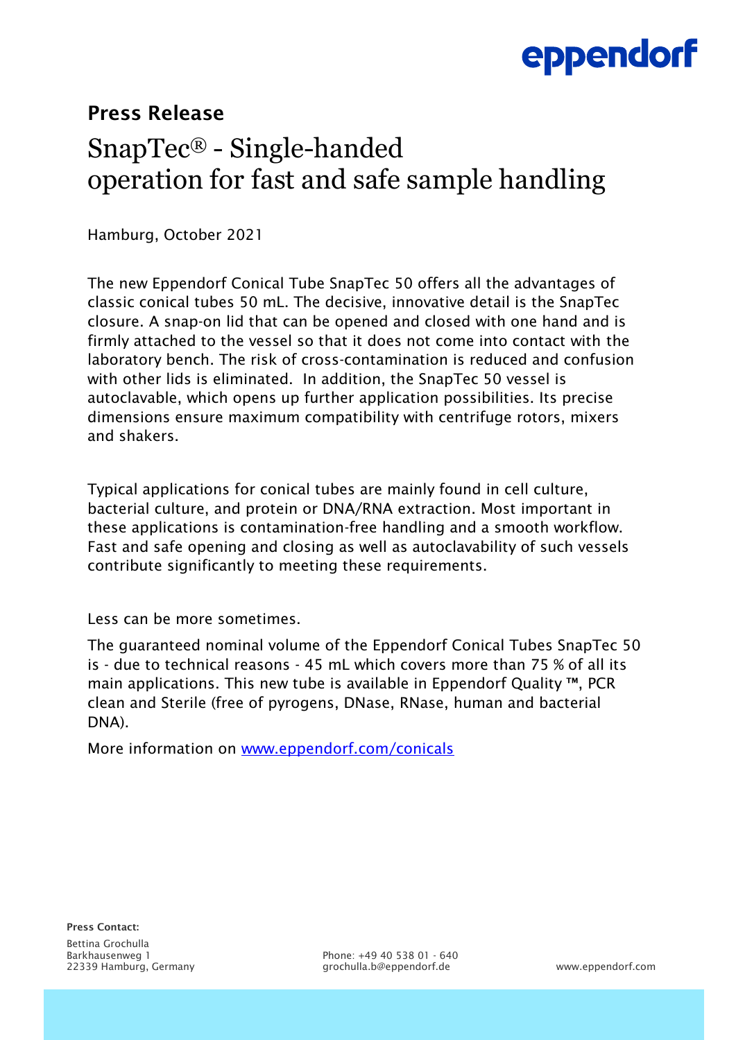**Press Release**

# SnapTec® - Single-handed operation for fast and safe sample handling

Hamburg, October 2021

The new Eppendorf Conical Tube SnapTec 50 offers all the advantages of classic conical tubes 50 mL. The decisive, innovative detail is the SnapTec closure. A snap-on lid that can be opened and closed with one hand and is firmly attached to the vessel so that it does not come into contact with the laboratory bench. The risk of cross-contamination is reduced and confusion with other lids is eliminated. In addition, the SnapTec 50 vessel is autoclavable, which opens up further application possibilities. Its precise dimensions ensure maximum compatibility with centrifuge rotors, mixers and shakers.

Typical applications for conical tubes are mainly found in cell culture, bacterial culture, and protein or DNA/RNA extraction. Most important in these applications is contamination-free handling and a smooth workflow. Fast and safe opening and closing as well as autoclavability of such vessels contribute significantly to meeting these requirements.

Less can be more sometimes.

The guaranteed nominal volume of the Eppendorf Conical Tubes SnapTec 50 is - due to technical reasons - 45 mL which covers more than 75 % of all its main applications. This new tube is available in Eppendorf Quality ™, PCR clean and Sterile (free of pyrogens, DNase, RNase, human and bacterial DNA).

More information on www.eppendorf.com/conicals

**Press Contact:**

Bettina Grochulla
Barkhausenweg 1
22339 Hamburg, Germany

Phone: +49 40 538 01 - 640
grochulla.b@eppendorf.de

www.eppendorf.com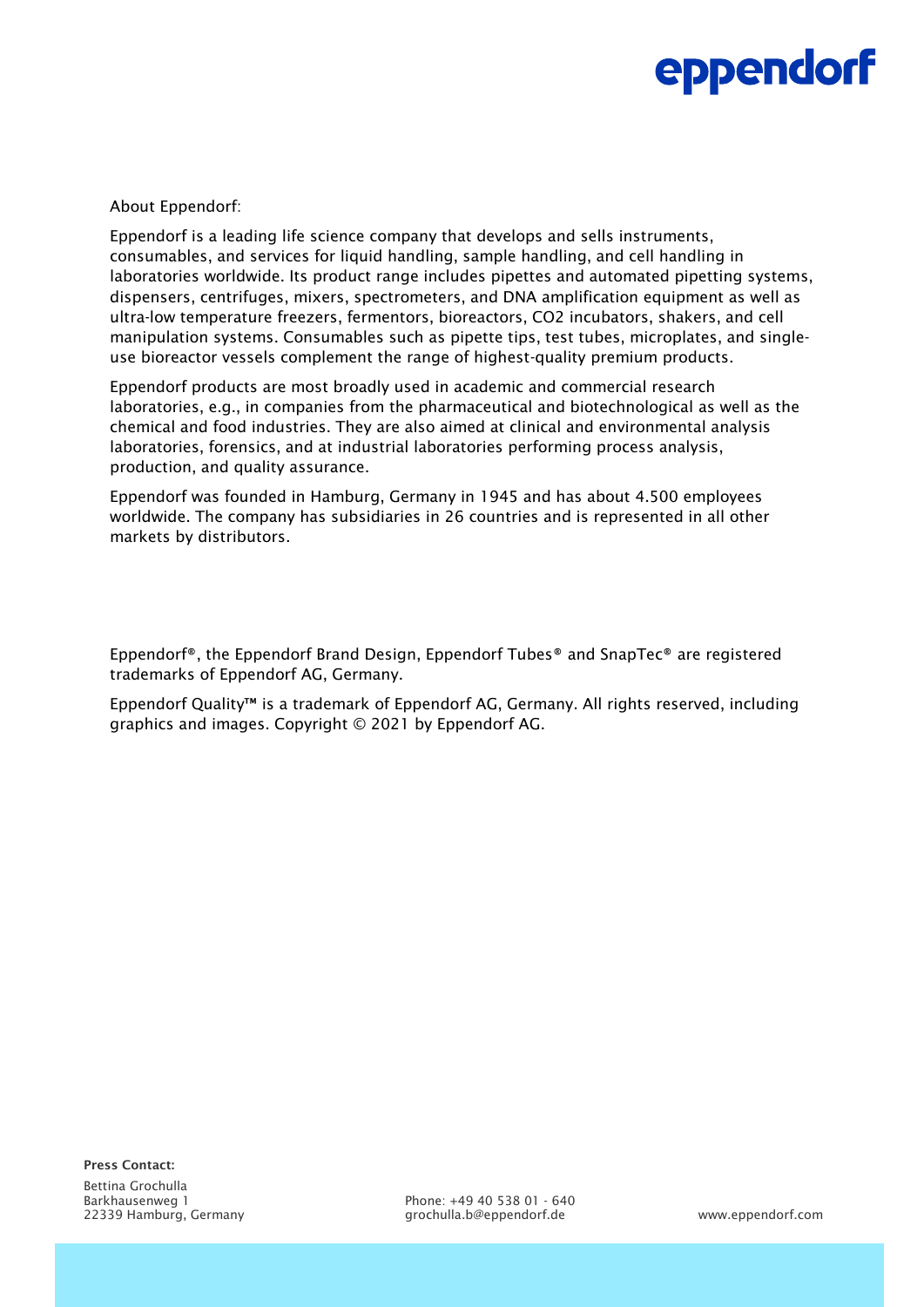About Eppendorf:

Eppendorf is a leading life science company that develops and sells instruments, consumables, and services for liquid handling, sample handling, and cell handling in laboratories worldwide. Its product range includes pipettes and automated pipetting systems, dispensers, centrifuges, mixers, spectrometers, and DNA amplification equipment as well as ultra-low temperature freezers, fermentors, bioreactors, $CO_2$ incubators, shakers, and cell manipulation systems. Consumables such as pipette tips, test tubes, microplates, and single-use bioreactor vessels complement the range of highest-quality premium products.

Eppendorf products are most broadly used in academic and commercial research laboratories, e.g., in companies from the pharmaceutical and biotechnological as well as the chemical and food industries. They are also aimed at clinical and environmental analysis laboratories, forensics, and at industrial laboratories performing process analysis, production, and quality assurance.

Eppendorf was founded in Hamburg, Germany in 1945 and has about 4.500 employees worldwide. The company has subsidiaries in 26 countries and is represented in all other markets by distributors.

Eppendorf®, the Eppendorf Brand Design, Eppendorf Tubes® and SnapTec® are registered trademarks of Eppendorf AG, Germany.

Eppendorf Quality™ is a trademark of Eppendorf AG, Germany. All rights reserved, including graphics and images. Copyright © 2021 by Eppendorf AG.

**Press Contact:**

Bettina Grochulla
Barkhausenweg 1
22339 Hamburg, Germany

Phone: +49 40 538 01 - 640
grochulla.b@eppendorf.de

www.eppendorf.com